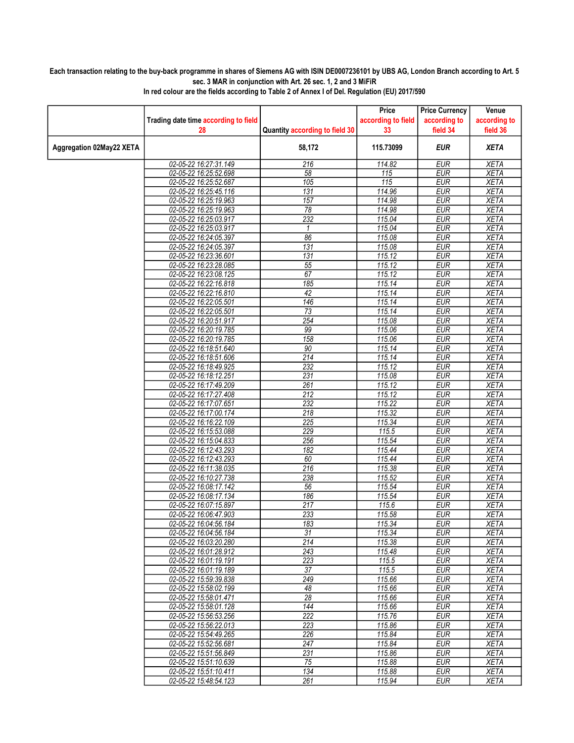**Each transaction relating to the buy-back programme in shares of Siemens AG with ISIN DE0007236101 by UBS AG, London Branch according to Art. 5 sec. 3 MAR in conjunction with Art. 26 sec. 1, 2 and 3 MiFiR**

**In red colour are the fields according to Table 2 of Annex I of Del. Regulation (EU) 2017/590**

| | Trading date time according to field 28 | Quantity according to field 30 | Price according to field 33 | Price Currency according to field 34 | Venue according to field 36 |
|---|---|---|---|---|---|
| **Aggregation 02May22 XETA** | | **58,172** | **115.73099** | ***EUR*** | ***XETA*** |
| | 02-05-22 16:27:31.149 | 216 | 114.82 | EUR | XETA |
| | 02-05-22 16:25:52.698 | 58 | 115 | EUR | XETA |
| | 02-05-22 16:25:52.687 | 105 | 115 | EUR | XETA |
| | 02-05-22 16:25:45.116 | 131 | 114.96 | EUR | XETA |
| | 02-05-22 16:25:19.963 | 157 | 114.98 | EUR | XETA |
| | 02-05-22 16:25:19.963 | 78 | 114.98 | EUR | XETA |
| | 02-05-22 16:25:03.917 | 232 | 115.04 | EUR | XETA |
| | 02-05-22 16:25:03.917 | 1 | 115.04 | EUR | XETA |
| | 02-05-22 16:24:05.397 | 86 | 115.08 | EUR | XETA |
| | 02-05-22 16:24:05.397 | 131 | 115.08 | EUR | XETA |
| | 02-05-22 16:23:36.601 | 131 | 115.12 | EUR | XETA |
| | 02-05-22 16:23:28.085 | 55 | 115.12 | EUR | XETA |
| | 02-05-22 16:23:08.125 | 67 | 115.12 | EUR | XETA |
| | 02-05-22 16:22:16.818 | 185 | 115.14 | EUR | XETA |
| | 02-05-22 16:22:16.810 | 42 | 115.14 | EUR | XETA |
| | 02-05-22 16:22:05.501 | 146 | 115.14 | EUR | XETA |
| | 02-05-22 16:22:05.501 | 73 | 115.14 | EUR | XETA |
| | 02-05-22 16:20:51.917 | 254 | 115.08 | EUR | XETA |
| | 02-05-22 16:20:19.785 | 99 | 115.06 | EUR | XETA |
| | 02-05-22 16:20:19.785 | 158 | 115.06 | EUR | XETA |
| | 02-05-22 16:18:51.640 | 90 | 115.14 | EUR | XETA |
| | 02-05-22 16:18:51.606 | 214 | 115.14 | EUR | XETA |
| | 02-05-22 16:18:49.925 | 232 | 115.12 | EUR | XETA |
| | 02-05-22 16:18:12.251 | 231 | 115.08 | EUR | XETA |
| | 02-05-22 16:17:49.209 | 261 | 115.12 | EUR | XETA |
| | 02-05-22 16:17:27.408 | 212 | 115.12 | EUR | XETA |
| | 02-05-22 16:17:07.651 | 232 | 115.22 | EUR | XETA |
| | 02-05-22 16:17:00.174 | 218 | 115.32 | EUR | XETA |
| | 02-05-22 16:16:22.109 | 225 | 115.34 | EUR | XETA |
| | 02-05-22 16:15:53.088 | 229 | 115.5 | EUR | XETA |
| | 02-05-22 16:15:04.833 | 256 | 115.54 | EUR | XETA |
| | 02-05-22 16:12:43.293 | 182 | 115.44 | EUR | XETA |
| | 02-05-22 16:12:43.293 | 60 | 115.44 | EUR | XETA |
| | 02-05-22 16:11:38.035 | 216 | 115.38 | EUR | XETA |
| | 02-05-22 16:10:27.738 | 238 | 115.52 | EUR | XETA |
| | 02-05-22 16:08:17.142 | 56 | 115.54 | EUR | XETA |
| | 02-05-22 16:08:17.134 | 186 | 115.54 | EUR | XETA |
| | 02-05-22 16:07:15.897 | 217 | 115.6 | EUR | XETA |
| | 02-05-22 16:06:47.903 | 233 | 115.58 | EUR | XETA |
| | 02-05-22 16:04:56.184 | 183 | 115.34 | EUR | XETA |
| | 02-05-22 16:04:56.184 | 31 | 115.34 | EUR | XETA |
| | 02-05-22 16:03:20.280 | 214 | 115.38 | EUR | XETA |
| | 02-05-22 16:01:28.912 | 243 | 115.48 | EUR | XETA |
| | 02-05-22 16:01:19.191 | 223 | 115.5 | EUR | XETA |
| | 02-05-22 16:01:19.189 | 37 | 115.5 | EUR | XETA |
| | 02-05-22 15:59:39.838 | 249 | 115.66 | EUR | XETA |
| | 02-05-22 15:58:02.199 | 48 | 115.66 | EUR | XETA |
| | 02-05-22 15:58:01.471 | 28 | 115.66 | EUR | XETA |
| | 02-05-22 15:58:01.128 | 144 | 115.66 | EUR | XETA |
| | 02-05-22 15:56:53.256 | 222 | 115.76 | EUR | XETA |
| | 02-05-22 15:56:22.013 | 223 | 115.86 | EUR | XETA |
| | 02-05-22 15:54:49.265 | 226 | 115.84 | EUR | XETA |
| | 02-05-22 15:52:56.681 | 247 | 115.84 | EUR | XETA |
| | 02-05-22 15:51:56.849 | 231 | 115.86 | EUR | XETA |
| | 02-05-22 15:51:10.639 | 75 | 115.88 | EUR | XETA |
| | 02-05-22 15:51:10.411 | 134 | 115.88 | EUR | XETA |
| | 02-05-22 15:48:54.123 | 261 | 115.94 | EUR | XETA |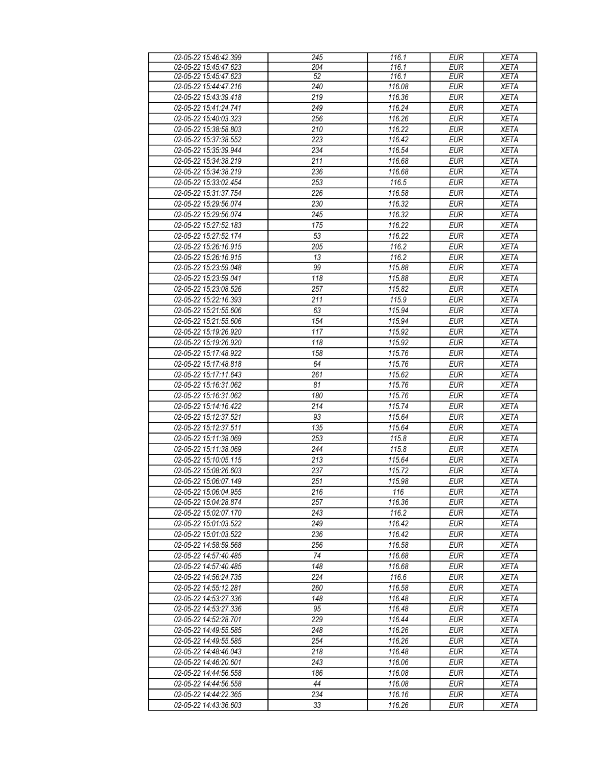| 02-05-22 15:46:42.399 | 245 | 116.1 | EUR | XETA |
|---|---|---|---|---|
| 02-05-22 15:45:47.623 | 204 | 116.1 | EUR | XETA |
| 02-05-22 15:45:47.623 | 52 | 116.1 | EUR | XETA |
| 02-05-22 15:44:47.216 | 240 | 116.08 | EUR | XETA |
| 02-05-22 15:43:39.418 | 219 | 116.36 | EUR | XETA |
| 02-05-22 15:41:24.741 | 249 | 116.24 | EUR | XETA |
| 02-05-22 15:40:03.323 | 256 | 116.26 | EUR | XETA |
| 02-05-22 15:38:58.803 | 210 | 116.22 | EUR | XETA |
| 02-05-22 15:37:38.552 | 223 | 116.42 | EUR | XETA |
| 02-05-22 15:35:39.944 | 234 | 116.54 | EUR | XETA |
| 02-05-22 15:34:38.219 | 211 | 116.68 | EUR | XETA |
| 02-05-22 15:34:38.219 | 236 | 116.68 | EUR | XETA |
| 02-05-22 15:33:02.454 | 253 | 116.5 | EUR | XETA |
| 02-05-22 15:31:37.754 | 226 | 116.58 | EUR | XETA |
| 02-05-22 15:29:56.074 | 230 | 116.32 | EUR | XETA |
| 02-05-22 15:29:56.074 | 245 | 116.32 | EUR | XETA |
| 02-05-22 15:27:52.183 | 175 | 116.22 | EUR | XETA |
| 02-05-22 15:27:52.174 | 53 | 116.22 | EUR | XETA |
| 02-05-22 15:26:16.915 | 205 | 116.2 | EUR | XETA |
| 02-05-22 15:26:16.915 | 13 | 116.2 | EUR | XETA |
| 02-05-22 15:23:59.048 | 99 | 115.88 | EUR | XETA |
| 02-05-22 15:23:59.041 | 118 | 115.88 | EUR | XETA |
| 02-05-22 15:23:08.526 | 257 | 115.82 | EUR | XETA |
| 02-05-22 15:22:16.393 | 211 | 115.9 | EUR | XETA |
| 02-05-22 15:21:55.606 | 63 | 115.94 | EUR | XETA |
| 02-05-22 15:21:55.606 | 154 | 115.94 | EUR | XETA |
| 02-05-22 15:19:26.920 | 117 | 115.92 | EUR | XETA |
| 02-05-22 15:19:26.920 | 118 | 115.92 | EUR | XETA |
| 02-05-22 15:17:48.922 | 158 | 115.76 | EUR | XETA |
| 02-05-22 15:17:48.818 | 64 | 115.76 | EUR | XETA |
| 02-05-22 15:17:11.643 | 261 | 115.62 | EUR | XETA |
| 02-05-22 15:16:31.062 | 81 | 115.76 | EUR | XETA |
| 02-05-22 15:16:31.062 | 180 | 115.76 | EUR | XETA |
| 02-05-22 15:14:16.422 | 214 | 115.74 | EUR | XETA |
| 02-05-22 15:12:37.521 | 93 | 115.64 | EUR | XETA |
| 02-05-22 15:12:37.511 | 135 | 115.64 | EUR | XETA |
| 02-05-22 15:11:38.069 | 253 | 115.8 | EUR | XETA |
| 02-05-22 15:11:38.069 | 244 | 115.8 | EUR | XETA |
| 02-05-22 15:10:05.115 | 213 | 115.64 | EUR | XETA |
| 02-05-22 15:08:26.603 | 237 | 115.72 | EUR | XETA |
| 02-05-22 15:06:07.149 | 251 | 115.98 | EUR | XETA |
| 02-05-22 15:06:04.955 | 216 | 116 | EUR | XETA |
| 02-05-22 15:04:28.874 | 257 | 116.36 | EUR | XETA |
| 02-05-22 15:02:07.170 | 243 | 116.2 | EUR | XETA |
| 02-05-22 15:01:03.522 | 249 | 116.42 | EUR | XETA |
| 02-05-22 15:01:03.522 | 236 | 116.42 | EUR | XETA |
| 02-05-22 14:58:59.568 | 256 | 116.58 | EUR | XETA |
| 02-05-22 14:57:40.485 | 74 | 116.68 | EUR | XETA |
| 02-05-22 14:57:40.485 | 148 | 116.68 | EUR | XETA |
| 02-05-22 14:56:24.735 | 224 | 116.6 | EUR | XETA |
| 02-05-22 14:55:12.281 | 260 | 116.58 | EUR | XETA |
| 02-05-22 14:53:27.336 | 148 | 116.48 | EUR | XETA |
| 02-05-22 14:53:27.336 | 95 | 116.48 | EUR | XETA |
| 02-05-22 14:52:28.701 | 229 | 116.44 | EUR | XETA |
| 02-05-22 14:49:55.585 | 248 | 116.26 | EUR | XETA |
| 02-05-22 14:49:55.585 | 254 | 116.26 | EUR | XETA |
| 02-05-22 14:48:46.043 | 218 | 116.48 | EUR | XETA |
| 02-05-22 14:46:20.601 | 243 | 116.06 | EUR | XETA |
| 02-05-22 14:44:56.558 | 186 | 116.08 | EUR | XETA |
| 02-05-22 14:44:56.558 | 44 | 116.08 | EUR | XETA |
| 02-05-22 14:44:22.365 | 234 | 116.16 | EUR | XETA |
| 02-05-22 14:43:36.603 | 33 | 116.26 | EUR | XETA |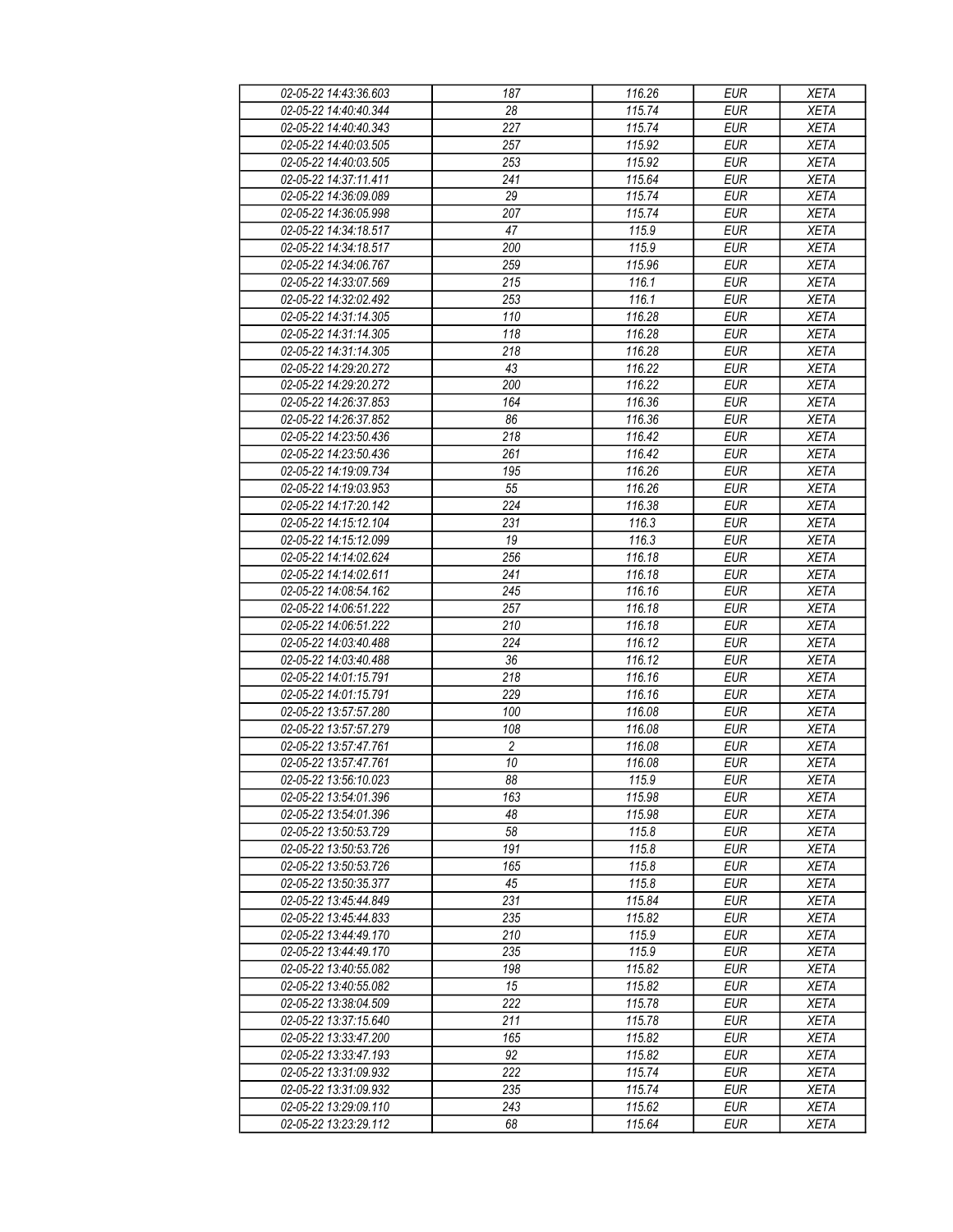| 02-05-22 14:43:36.603 | 187 | 116.26 | EUR | XETA |
|---|---|---|---|---|
| 02-05-22 14:40:40.344 | 28 | 115.74 | EUR | XETA |
| 02-05-22 14:40:40.343 | 227 | 115.74 | EUR | XETA |
| 02-05-22 14:40:03.505 | 257 | 115.92 | EUR | XETA |
| 02-05-22 14:40:03.505 | 253 | 115.92 | EUR | XETA |
| 02-05-22 14:37:11.411 | 241 | 115.64 | EUR | XETA |
| 02-05-22 14:36:09.089 | 29 | 115.74 | EUR | XETA |
| 02-05-22 14:36:05.998 | 207 | 115.74 | EUR | XETA |
| 02-05-22 14:34:18.517 | 47 | 115.9 | EUR | XETA |
| 02-05-22 14:34:18.517 | 200 | 115.9 | EUR | XETA |
| 02-05-22 14:34:06.767 | 259 | 115.96 | EUR | XETA |
| 02-05-22 14:33:07.569 | 215 | 116.1 | EUR | XETA |
| 02-05-22 14:32:02.492 | 253 | 116.1 | EUR | XETA |
| 02-05-22 14:31:14.305 | 110 | 116.28 | EUR | XETA |
| 02-05-22 14:31:14.305 | 118 | 116.28 | EUR | XETA |
| 02-05-22 14:31:14.305 | 218 | 116.28 | EUR | XETA |
| 02-05-22 14:29:20.272 | 43 | 116.22 | EUR | XETA |
| 02-05-22 14:29:20.272 | 200 | 116.22 | EUR | XETA |
| 02-05-22 14:26:37.853 | 164 | 116.36 | EUR | XETA |
| 02-05-22 14:26:37.852 | 86 | 116.36 | EUR | XETA |
| 02-05-22 14:23:50.436 | 218 | 116.42 | EUR | XETA |
| 02-05-22 14:23:50.436 | 261 | 116.42 | EUR | XETA |
| 02-05-22 14:19:09.734 | 195 | 116.26 | EUR | XETA |
| 02-05-22 14:19:03.953 | 55 | 116.26 | EUR | XETA |
| 02-05-22 14:17:20.142 | 224 | 116.38 | EUR | XETA |
| 02-05-22 14:15:12.104 | 231 | 116.3 | EUR | XETA |
| 02-05-22 14:15:12.099 | 19 | 116.3 | EUR | XETA |
| 02-05-22 14:14:02.624 | 256 | 116.18 | EUR | XETA |
| 02-05-22 14:14:02.611 | 241 | 116.18 | EUR | XETA |
| 02-05-22 14:08:54.162 | 245 | 116.16 | EUR | XETA |
| 02-05-22 14:06:51.222 | 257 | 116.18 | EUR | XETA |
| 02-05-22 14:06:51.222 | 210 | 116.18 | EUR | XETA |
| 02-05-22 14:03:40.488 | 224 | 116.12 | EUR | XETA |
| 02-05-22 14:03:40.488 | 36 | 116.12 | EUR | XETA |
| 02-05-22 14:01:15.791 | 218 | 116.16 | EUR | XETA |
| 02-05-22 14:01:15.791 | 229 | 116.16 | EUR | XETA |
| 02-05-22 13:57:57.280 | 100 | 116.08 | EUR | XETA |
| 02-05-22 13:57:57.279 | 108 | 116.08 | EUR | XETA |
| 02-05-22 13:57:47.761 | 2 | 116.08 | EUR | XETA |
| 02-05-22 13:57:47.761 | 10 | 116.08 | EUR | XETA |
| 02-05-22 13:56:10.023 | 88 | 115.9 | EUR | XETA |
| 02-05-22 13:54:01.396 | 163 | 115.98 | EUR | XETA |
| 02-05-22 13:54:01.396 | 48 | 115.98 | EUR | XETA |
| 02-05-22 13:50:53.729 | 58 | 115.8 | EUR | XETA |
| 02-05-22 13:50:53.726 | 191 | 115.8 | EUR | XETA |
| 02-05-22 13:50:53.726 | 165 | 115.8 | EUR | XETA |
| 02-05-22 13:50:35.377 | 45 | 115.8 | EUR | XETA |
| 02-05-22 13:45:44.849 | 231 | 115.84 | EUR | XETA |
| 02-05-22 13:45:44.833 | 235 | 115.82 | EUR | XETA |
| 02-05-22 13:44:49.170 | 210 | 115.9 | EUR | XETA |
| 02-05-22 13:44:49.170 | 235 | 115.9 | EUR | XETA |
| 02-05-22 13:40:55.082 | 198 | 115.82 | EUR | XETA |
| 02-05-22 13:40:55.082 | 15 | 115.82 | EUR | XETA |
| 02-05-22 13:38:04.509 | 222 | 115.78 | EUR | XETA |
| 02-05-22 13:37:15.640 | 211 | 115.78 | EUR | XETA |
| 02-05-22 13:33:47.200 | 165 | 115.82 | EUR | XETA |
| 02-05-22 13:33:47.193 | 92 | 115.82 | EUR | XETA |
| 02-05-22 13:31:09.932 | 222 | 115.74 | EUR | XETA |
| 02-05-22 13:31:09.932 | 235 | 115.74 | EUR | XETA |
| 02-05-22 13:29:09.110 | 243 | 115.62 | EUR | XETA |
| 02-05-22 13:23:29.112 | 68 | 115.64 | EUR | XETA |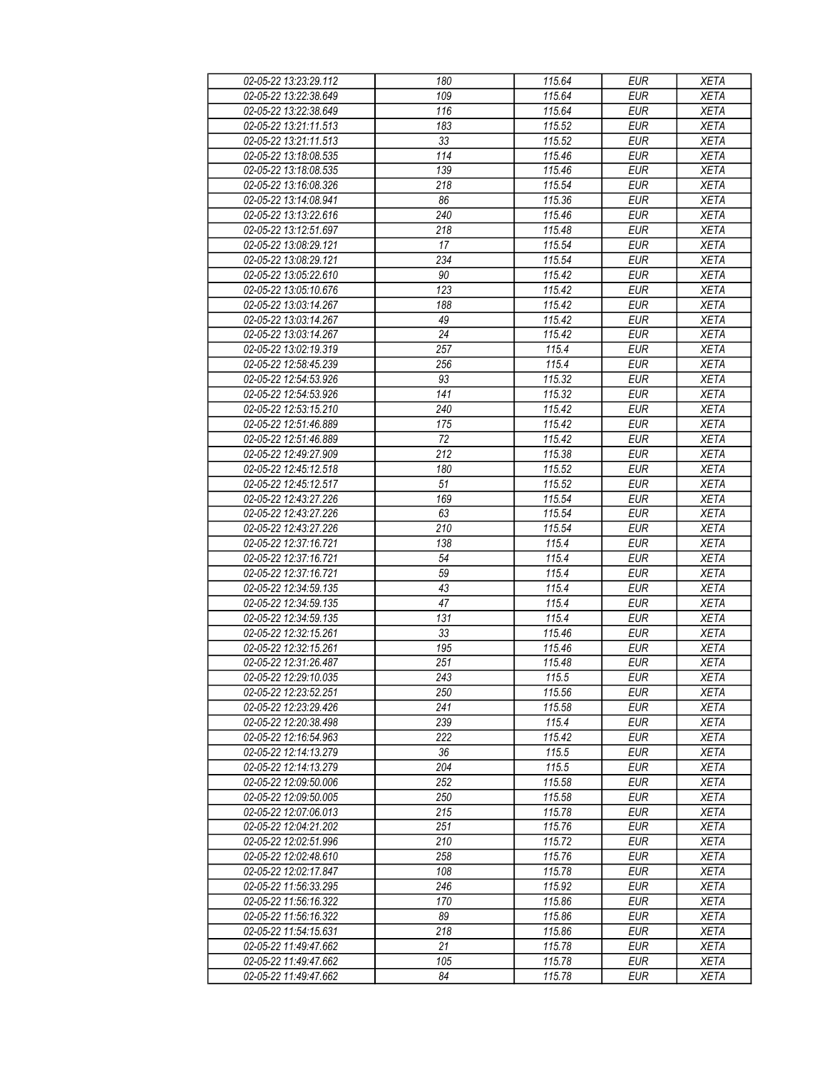| 02-05-22 13:23:29.112 | 180 | 115.64 | EUR | XETA |
|---|---|---|---|---|
| 02-05-22 13:22:38.649 | 109 | 115.64 | EUR | XETA |
| 02-05-22 13:22:38.649 | 116 | 115.64 | EUR | XETA |
| 02-05-22 13:21:11.513 | 183 | 115.52 | EUR | XETA |
| 02-05-22 13:21:11.513 | 33 | 115.52 | EUR | XETA |
| 02-05-22 13:18:08.535 | 114 | 115.46 | EUR | XETA |
| 02-05-22 13:18:08.535 | 139 | 115.46 | EUR | XETA |
| 02-05-22 13:16:08.326 | 218 | 115.54 | EUR | XETA |
| 02-05-22 13:14:08.941 | 86 | 115.36 | EUR | XETA |
| 02-05-22 13:13:22.616 | 240 | 115.46 | EUR | XETA |
| 02-05-22 13:12:51.697 | 218 | 115.48 | EUR | XETA |
| 02-05-22 13:08:29.121 | 17 | 115.54 | EUR | XETA |
| 02-05-22 13:08:29.121 | 234 | 115.54 | EUR | XETA |
| 02-05-22 13:05:22.610 | 90 | 115.42 | EUR | XETA |
| 02-05-22 13:05:10.676 | 123 | 115.42 | EUR | XETA |
| 02-05-22 13:03:14.267 | 188 | 115.42 | EUR | XETA |
| 02-05-22 13:03:14.267 | 49 | 115.42 | EUR | XETA |
| 02-05-22 13:03:14.267 | 24 | 115.42 | EUR | XETA |
| 02-05-22 13:02:19.319 | 257 | 115.4 | EUR | XETA |
| 02-05-22 12:58:45.239 | 256 | 115.4 | EUR | XETA |
| 02-05-22 12:54:53.926 | 93 | 115.32 | EUR | XETA |
| 02-05-22 12:54:53.926 | 141 | 115.32 | EUR | XETA |
| 02-05-22 12:53:15.210 | 240 | 115.42 | EUR | XETA |
| 02-05-22 12:51:46.889 | 175 | 115.42 | EUR | XETA |
| 02-05-22 12:51:46.889 | 72 | 115.42 | EUR | XETA |
| 02-05-22 12:49:27.909 | 212 | 115.38 | EUR | XETA |
| 02-05-22 12:45:12.518 | 180 | 115.52 | EUR | XETA |
| 02-05-22 12:45:12.517 | 51 | 115.52 | EUR | XETA |
| 02-05-22 12:43:27.226 | 169 | 115.54 | EUR | XETA |
| 02-05-22 12:43:27.226 | 63 | 115.54 | EUR | XETA |
| 02-05-22 12:43:27.226 | 210 | 115.54 | EUR | XETA |
| 02-05-22 12:37:16.721 | 138 | 115.4 | EUR | XETA |
| 02-05-22 12:37:16.721 | 54 | 115.4 | EUR | XETA |
| 02-05-22 12:37:16.721 | 59 | 115.4 | EUR | XETA |
| 02-05-22 12:34:59.135 | 43 | 115.4 | EUR | XETA |
| 02-05-22 12:34:59.135 | 47 | 115.4 | EUR | XETA |
| 02-05-22 12:34:59.135 | 131 | 115.4 | EUR | XETA |
| 02-05-22 12:32:15.261 | 33 | 115.46 | EUR | XETA |
| 02-05-22 12:32:15.261 | 195 | 115.46 | EUR | XETA |
| 02-05-22 12:31:26.487 | 251 | 115.48 | EUR | XETA |
| 02-05-22 12:29:10.035 | 243 | 115.5 | EUR | XETA |
| 02-05-22 12:23:52.251 | 250 | 115.56 | EUR | XETA |
| 02-05-22 12:23:29.426 | 241 | 115.58 | EUR | XETA |
| 02-05-22 12:20:38.498 | 239 | 115.4 | EUR | XETA |
| 02-05-22 12:16:54.963 | 222 | 115.42 | EUR | XETA |
| 02-05-22 12:14:13.279 | 36 | 115.5 | EUR | XETA |
| 02-05-22 12:14:13.279 | 204 | 115.5 | EUR | XETA |
| 02-05-22 12:09:50.006 | 252 | 115.58 | EUR | XETA |
| 02-05-22 12:09:50.005 | 250 | 115.58 | EUR | XETA |
| 02-05-22 12:07:06.013 | 215 | 115.78 | EUR | XETA |
| 02-05-22 12:04:21.202 | 251 | 115.76 | EUR | XETA |
| 02-05-22 12:02:51.996 | 210 | 115.72 | EUR | XETA |
| 02-05-22 12:02:48.610 | 258 | 115.76 | EUR | XETA |
| 02-05-22 12:02:17.847 | 108 | 115.78 | EUR | XETA |
| 02-05-22 11:56:33.295 | 246 | 115.92 | EUR | XETA |
| 02-05-22 11:56:16.322 | 170 | 115.86 | EUR | XETA |
| 02-05-22 11:56:16.322 | 89 | 115.86 | EUR | XETA |
| 02-05-22 11:54:15.631 | 218 | 115.86 | EUR | XETA |
| 02-05-22 11:49:47.662 | 21 | 115.78 | EUR | XETA |
| 02-05-22 11:49:47.662 | 105 | 115.78 | EUR | XETA |
| 02-05-22 11:49:47.662 | 84 | 115.78 | EUR | XETA |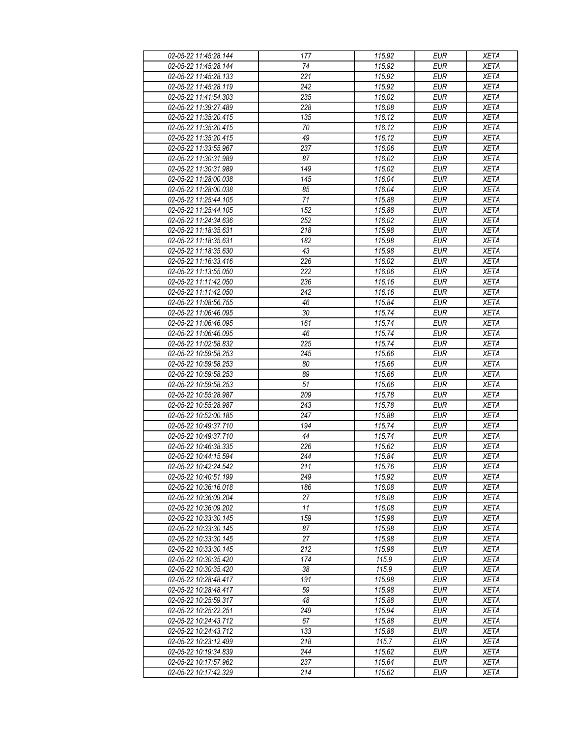| 02-05-22 11:45:28.144 | 177 | 115.92 | EUR | XETA |
|---|---|---|---|---|
| 02-05-22 11:45:28.144 | 74 | 115.92 | EUR | XETA |
| 02-05-22 11:45:28.133 | 221 | 115.92 | EUR | XETA |
| 02-05-22 11:45:28.119 | 242 | 115.92 | EUR | XETA |
| 02-05-22 11:41:54.303 | 235 | 116.02 | EUR | XETA |
| 02-05-22 11:39:27.489 | 228 | 116.08 | EUR | XETA |
| 02-05-22 11:35:20.415 | 135 | 116.12 | EUR | XETA |
| 02-05-22 11:35:20.415 | 70 | 116.12 | EUR | XETA |
| 02-05-22 11:35:20.415 | 49 | 116.12 | EUR | XETA |
| 02-05-22 11:33:55.967 | 237 | 116.06 | EUR | XETA |
| 02-05-22 11:30:31.989 | 87 | 116.02 | EUR | XETA |
| 02-05-22 11:30:31.989 | 149 | 116.02 | EUR | XETA |
| 02-05-22 11:28:00.038 | 145 | 116.04 | EUR | XETA |
| 02-05-22 11:28:00.038 | 85 | 116.04 | EUR | XETA |
| 02-05-22 11:25:44.105 | 71 | 115.88 | EUR | XETA |
| 02-05-22 11:25:44.105 | 152 | 115.88 | EUR | XETA |
| 02-05-22 11:24:34.636 | 252 | 116.02 | EUR | XETA |
| 02-05-22 11:18:35.631 | 218 | 115.98 | EUR | XETA |
| 02-05-22 11:18:35.631 | 182 | 115.98 | EUR | XETA |
| 02-05-22 11:18:35.630 | 43 | 115.98 | EUR | XETA |
| 02-05-22 11:16:33.416 | 226 | 116.02 | EUR | XETA |
| 02-05-22 11:13:55.050 | 222 | 116.06 | EUR | XETA |
| 02-05-22 11:11:42.050 | 236 | 116.16 | EUR | XETA |
| 02-05-22 11:11:42.050 | 242 | 116.16 | EUR | XETA |
| 02-05-22 11:08:56.755 | 46 | 115.84 | EUR | XETA |
| 02-05-22 11:06:46.095 | 30 | 115.74 | EUR | XETA |
| 02-05-22 11:06:46.095 | 161 | 115.74 | EUR | XETA |
| 02-05-22 11:06:46.095 | 46 | 115.74 | EUR | XETA |
| 02-05-22 11:02:58.832 | 225 | 115.74 | EUR | XETA |
| 02-05-22 10:59:58.253 | 245 | 115.66 | EUR | XETA |
| 02-05-22 10:59:58.253 | 80 | 115.66 | EUR | XETA |
| 02-05-22 10:59:58.253 | 89 | 115.66 | EUR | XETA |
| 02-05-22 10:59:58.253 | 51 | 115.66 | EUR | XETA |
| 02-05-22 10:55:28.987 | 209 | 115.78 | EUR | XETA |
| 02-05-22 10:55:28.987 | 243 | 115.78 | EUR | XETA |
| 02-05-22 10:52:00.185 | 247 | 115.88 | EUR | XETA |
| 02-05-22 10:49:37.710 | 194 | 115.74 | EUR | XETA |
| 02-05-22 10:49:37.710 | 44 | 115.74 | EUR | XETA |
| 02-05-22 10:46:38.335 | 226 | 115.62 | EUR | XETA |
| 02-05-22 10:44:15.594 | 244 | 115.84 | EUR | XETA |
| 02-05-22 10:42:24.542 | 211 | 115.76 | EUR | XETA |
| 02-05-22 10:40:51.199 | 249 | 115.92 | EUR | XETA |
| 02-05-22 10:36:16.018 | 186 | 116.08 | EUR | XETA |
| 02-05-22 10:36:09.204 | 27 | 116.08 | EUR | XETA |
| 02-05-22 10:36:09.202 | 11 | 116.08 | EUR | XETA |
| 02-05-22 10:33:30.145 | 159 | 115.98 | EUR | XETA |
| 02-05-22 10:33:30.145 | 87 | 115.98 | EUR | XETA |
| 02-05-22 10:33:30.145 | 27 | 115.98 | EUR | XETA |
| 02-05-22 10:33:30.145 | 212 | 115.98 | EUR | XETA |
| 02-05-22 10:30:35.420 | 174 | 115.9 | EUR | XETA |
| 02-05-22 10:30:35.420 | 38 | 115.9 | EUR | XETA |
| 02-05-22 10:28:48.417 | 191 | 115.98 | EUR | XETA |
| 02-05-22 10:28:48.417 | 59 | 115.98 | EUR | XETA |
| 02-05-22 10:25:59.317 | 48 | 115.88 | EUR | XETA |
| 02-05-22 10:25:22.251 | 249 | 115.94 | EUR | XETA |
| 02-05-22 10:24:43.712 | 67 | 115.88 | EUR | XETA |
| 02-05-22 10:24:43.712 | 133 | 115.88 | EUR | XETA |
| 02-05-22 10:23:12.499 | 218 | 115.7 | EUR | XETA |
| 02-05-22 10:19:34.839 | 244 | 115.62 | EUR | XETA |
| 02-05-22 10:17:57.962 | 237 | 115.64 | EUR | XETA |
| 02-05-22 10:17:42.329 | 214 | 115.62 | EUR | XETA |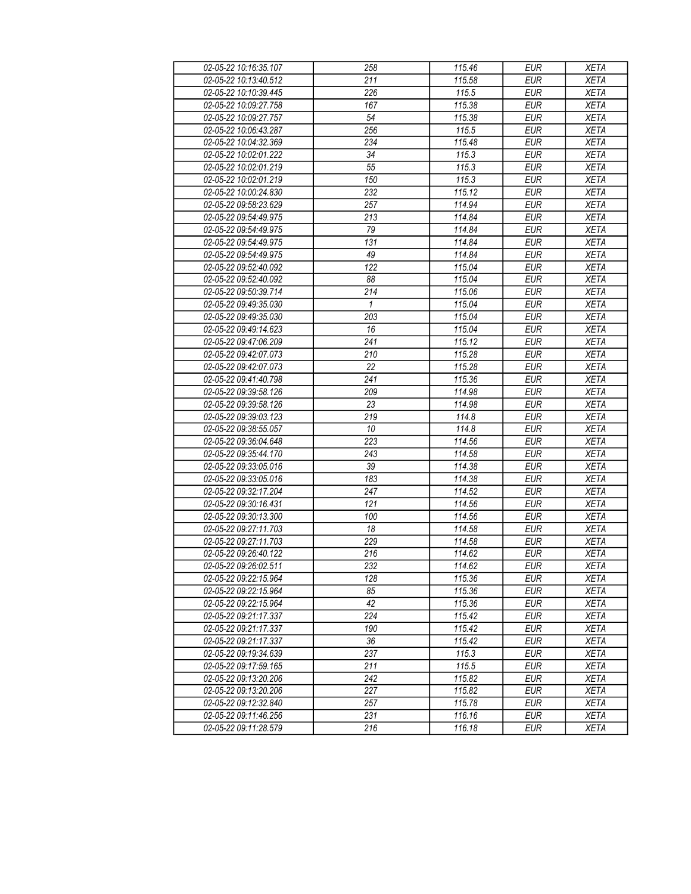| 02-05-22 10:16:35.107 | 258 | 115.46 | EUR | XETA |
|---|---|---|---|---|
| 02-05-22 10:13:40.512 | 211 | 115.58 | EUR | XETA |
| 02-05-22 10:10:39.445 | 226 | 115.5 | EUR | XETA |
| 02-05-22 10:09:27.758 | 167 | 115.38 | EUR | XETA |
| 02-05-22 10:09:27.757 | 54 | 115.38 | EUR | XETA |
| 02-05-22 10:06:43.287 | 256 | 115.5 | EUR | XETA |
| 02-05-22 10:04:32.369 | 234 | 115.48 | EUR | XETA |
| 02-05-22 10:02:01.222 | 34 | 115.3 | EUR | XETA |
| 02-05-22 10:02:01.219 | 55 | 115.3 | EUR | XETA |
| 02-05-22 10:02:01.219 | 150 | 115.3 | EUR | XETA |
| 02-05-22 10:00:24.830 | 232 | 115.12 | EUR | XETA |
| 02-05-22 09:58:23.629 | 257 | 114.94 | EUR | XETA |
| 02-05-22 09:54:49.975 | 213 | 114.84 | EUR | XETA |
| 02-05-22 09:54:49.975 | 79 | 114.84 | EUR | XETA |
| 02-05-22 09:54:49.975 | 131 | 114.84 | EUR | XETA |
| 02-05-22 09:54:49.975 | 49 | 114.84 | EUR | XETA |
| 02-05-22 09:52:40.092 | 122 | 115.04 | EUR | XETA |
| 02-05-22 09:52:40.092 | 88 | 115.04 | EUR | XETA |
| 02-05-22 09:50:39.714 | 214 | 115.06 | EUR | XETA |
| 02-05-22 09:49:35.030 | 1 | 115.04 | EUR | XETA |
| 02-05-22 09:49:35.030 | 203 | 115.04 | EUR | XETA |
| 02-05-22 09:49:14.623 | 16 | 115.04 | EUR | XETA |
| 02-05-22 09:47:06.209 | 241 | 115.12 | EUR | XETA |
| 02-05-22 09:42:07.073 | 210 | 115.28 | EUR | XETA |
| 02-05-22 09:42:07.073 | 22 | 115.28 | EUR | XETA |
| 02-05-22 09:41:40.798 | 241 | 115.36 | EUR | XETA |
| 02-05-22 09:39:58.126 | 209 | 114.98 | EUR | XETA |
| 02-05-22 09:39:58.126 | 23 | 114.98 | EUR | XETA |
| 02-05-22 09:39:03.123 | 219 | 114.8 | EUR | XETA |
| 02-05-22 09:38:55.057 | 10 | 114.8 | EUR | XETA |
| 02-05-22 09:36:04.648 | 223 | 114.56 | EUR | XETA |
| 02-05-22 09:35:44.170 | 243 | 114.58 | EUR | XETA |
| 02-05-22 09:33:05.016 | 39 | 114.38 | EUR | XETA |
| 02-05-22 09:33:05.016 | 183 | 114.38 | EUR | XETA |
| 02-05-22 09:32:17.204 | 247 | 114.52 | EUR | XETA |
| 02-05-22 09:30:16.431 | 121 | 114.56 | EUR | XETA |
| 02-05-22 09:30:13.300 | 100 | 114.56 | EUR | XETA |
| 02-05-22 09:27:11.703 | 18 | 114.58 | EUR | XETA |
| 02-05-22 09:27:11.703 | 229 | 114.58 | EUR | XETA |
| 02-05-22 09:26:40.122 | 216 | 114.62 | EUR | XETA |
| 02-05-22 09:26:02.511 | 232 | 114.62 | EUR | XETA |
| 02-05-22 09:22:15.964 | 128 | 115.36 | EUR | XETA |
| 02-05-22 09:22:15.964 | 85 | 115.36 | EUR | XETA |
| 02-05-22 09:22:15.964 | 42 | 115.36 | EUR | XETA |
| 02-05-22 09:21:17.337 | 224 | 115.42 | EUR | XETA |
| 02-05-22 09:21:17.337 | 190 | 115.42 | EUR | XETA |
| 02-05-22 09:21:17.337 | 36 | 115.42 | EUR | XETA |
| 02-05-22 09:19:34.639 | 237 | 115.3 | EUR | XETA |
| 02-05-22 09:17:59.165 | 211 | 115.5 | EUR | XETA |
| 02-05-22 09:13:20.206 | 242 | 115.82 | EUR | XETA |
| 02-05-22 09:13:20.206 | 227 | 115.82 | EUR | XETA |
| 02-05-22 09:12:32.840 | 257 | 115.78 | EUR | XETA |
| 02-05-22 09:11:46.256 | 231 | 116.16 | EUR | XETA |
| 02-05-22 09:11:28.579 | 216 | 116.18 | EUR | XETA |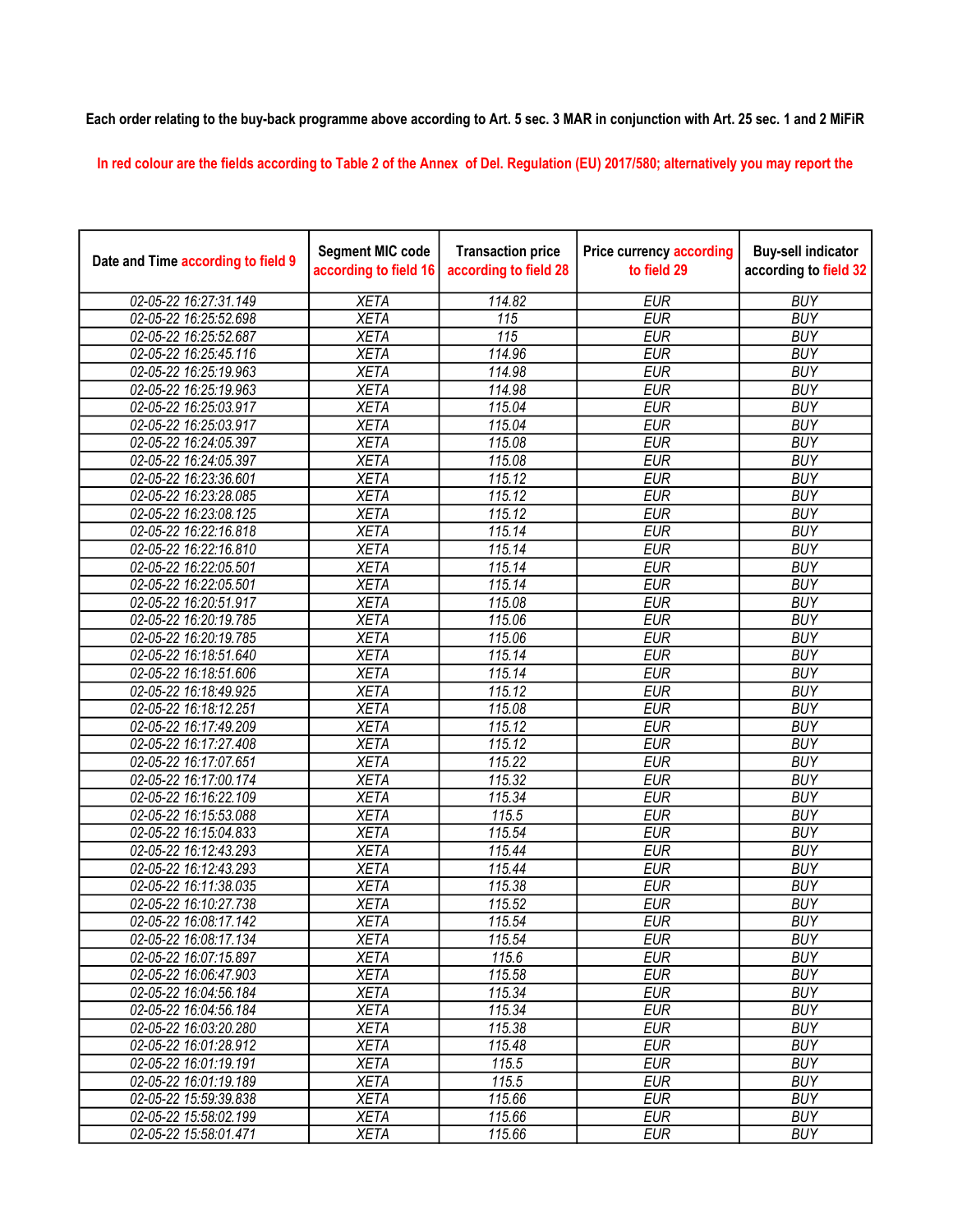Each order relating to the buy-back programme above according to Art. 5 sec. 3 MAR in conjunction with Art. 25 sec. 1 and 2 MiFiR

In red colour are the fields according to Table 2 of the Annex of Del. Regulation (EU) 2017/580; alternatively you may report the

| Date and Time according to field 9 | Segment MIC code according to field 16 | Transaction price according to field 28 | Price currency according to field 29 | Buy-sell indicator according to field 32 |
|---|---|---|---|---|
| 02-05-22 16:27:31.149 | XETA | 114.82 | EUR | BUY |
| 02-05-22 16:25:52.698 | XETA | 115 | EUR | BUY |
| 02-05-22 16:25:52.687 | XETA | 115 | EUR | BUY |
| 02-05-22 16:25:45.116 | XETA | 114.96 | EUR | BUY |
| 02-05-22 16:25:19.963 | XETA | 114.98 | EUR | BUY |
| 02-05-22 16:25:19.963 | XETA | 114.98 | EUR | BUY |
| 02-05-22 16:25:03.917 | XETA | 115.04 | EUR | BUY |
| 02-05-22 16:25:03.917 | XETA | 115.04 | EUR | BUY |
| 02-05-22 16:24:05.397 | XETA | 115.08 | EUR | BUY |
| 02-05-22 16:24:05.397 | XETA | 115.08 | EUR | BUY |
| 02-05-22 16:23:36.601 | XETA | 115.12 | EUR | BUY |
| 02-05-22 16:23:28.085 | XETA | 115.12 | EUR | BUY |
| 02-05-22 16:23:08.125 | XETA | 115.12 | EUR | BUY |
| 02-05-22 16:22:16.818 | XETA | 115.14 | EUR | BUY |
| 02-05-22 16:22:16.810 | XETA | 115.14 | EUR | BUY |
| 02-05-22 16:22:05.501 | XETA | 115.14 | EUR | BUY |
| 02-05-22 16:22:05.501 | XETA | 115.14 | EUR | BUY |
| 02-05-22 16:20:51.917 | XETA | 115.08 | EUR | BUY |
| 02-05-22 16:20:19.785 | XETA | 115.06 | EUR | BUY |
| 02-05-22 16:20:19.785 | XETA | 115.06 | EUR | BUY |
| 02-05-22 16:18:51.640 | XETA | 115.14 | EUR | BUY |
| 02-05-22 16:18:51.606 | XETA | 115.14 | EUR | BUY |
| 02-05-22 16:18:49.925 | XETA | 115.12 | EUR | BUY |
| 02-05-22 16:18:12.251 | XETA | 115.08 | EUR | BUY |
| 02-05-22 16:17:49.209 | XETA | 115.12 | EUR | BUY |
| 02-05-22 16:17:27.408 | XETA | 115.12 | EUR | BUY |
| 02-05-22 16:17:07.651 | XETA | 115.22 | EUR | BUY |
| 02-05-22 16:17:00.174 | XETA | 115.32 | EUR | BUY |
| 02-05-22 16:16:22.109 | XETA | 115.34 | EUR | BUY |
| 02-05-22 16:15:53.088 | XETA | 115.5 | EUR | BUY |
| 02-05-22 16:15:04.833 | XETA | 115.54 | EUR | BUY |
| 02-05-22 16:12:43.293 | XETA | 115.44 | EUR | BUY |
| 02-05-22 16:12:43.293 | XETA | 115.44 | EUR | BUY |
| 02-05-22 16:11:38.035 | XETA | 115.38 | EUR | BUY |
| 02-05-22 16:10:27.738 | XETA | 115.52 | EUR | BUY |
| 02-05-22 16:08:17.142 | XETA | 115.54 | EUR | BUY |
| 02-05-22 16:08:17.134 | XETA | 115.54 | EUR | BUY |
| 02-05-22 16:07:15.897 | XETA | 115.6 | EUR | BUY |
| 02-05-22 16:06:47.903 | XETA | 115.58 | EUR | BUY |
| 02-05-22 16:04:56.184 | XETA | 115.34 | EUR | BUY |
| 02-05-22 16:04:56.184 | XETA | 115.34 | EUR | BUY |
| 02-05-22 16:03:20.280 | XETA | 115.38 | EUR | BUY |
| 02-05-22 16:01:28.912 | XETA | 115.48 | EUR | BUY |
| 02-05-22 16:01:19.191 | XETA | 115.5 | EUR | BUY |
| 02-05-22 16:01:19.189 | XETA | 115.5 | EUR | BUY |
| 02-05-22 15:59:39.838 | XETA | 115.66 | EUR | BUY |
| 02-05-22 15:58:02.199 | XETA | 115.66 | EUR | BUY |
| 02-05-22 15:58:01.471 | XETA | 115.66 | EUR | BUY |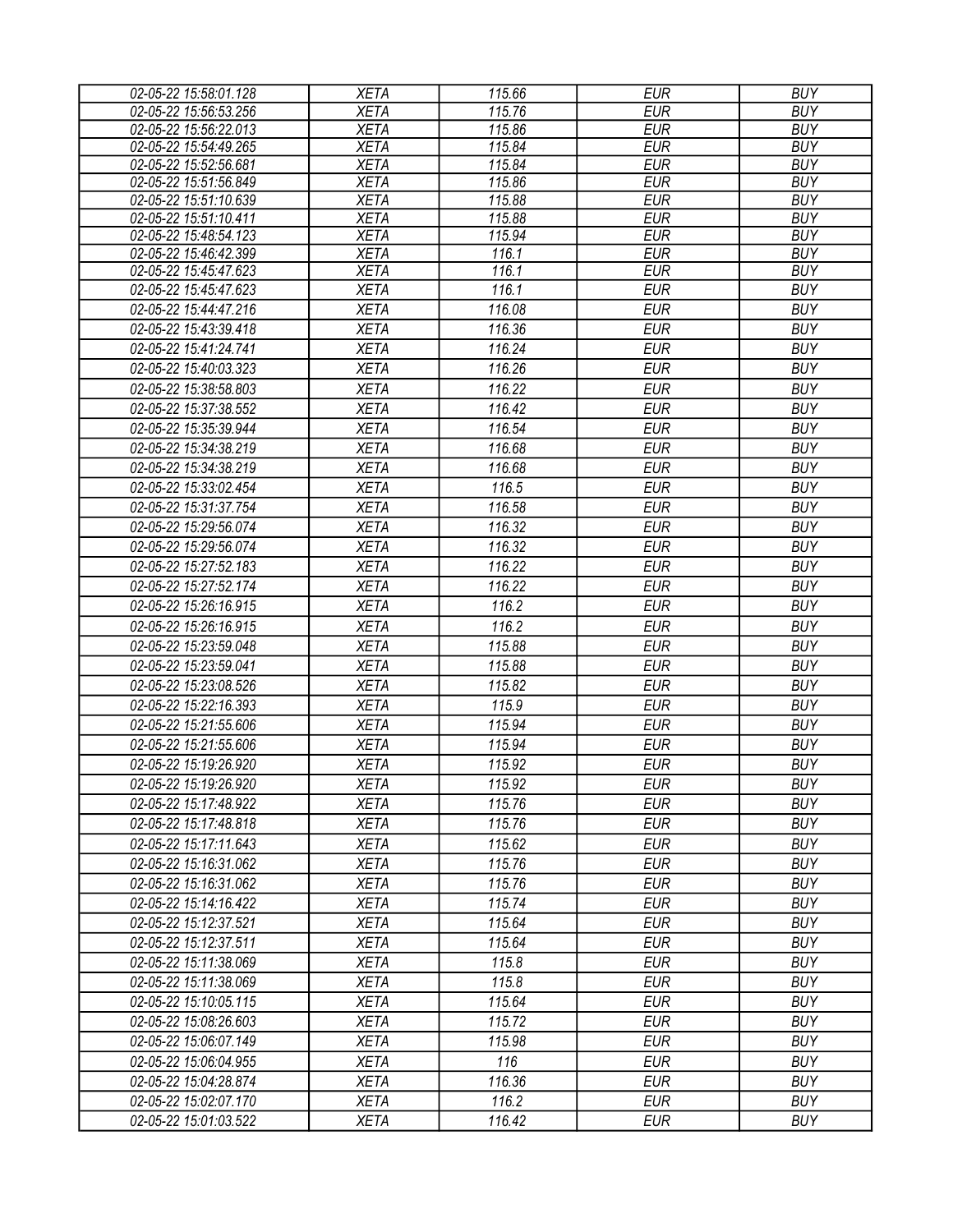| 02-05-22 15:58:01.128 | XETA | 115.66 | EUR | BUY |
|---|---|---|---|---|
| 02-05-22 15:56:53.256 | XETA | 115.76 | EUR | BUY |
| 02-05-22 15:56:22.013 | XETA | 115.86 | EUR | BUY |
| 02-05-22 15:54:49.265 | XETA | 115.84 | EUR | BUY |
| 02-05-22 15:52:56.681 | XETA | 115.84 | EUR | BUY |
| 02-05-22 15:51:56.849 | XETA | 115.86 | EUR | BUY |
| 02-05-22 15:51:10.639 | XETA | 115.88 | EUR | BUY |
| 02-05-22 15:51:10.411 | XETA | 115.88 | EUR | BUY |
| 02-05-22 15:48:54.123 | XETA | 115.94 | EUR | BUY |
| 02-05-22 15:46:42.399 | XETA | 116.1 | EUR | BUY |
| 02-05-22 15:45:47.623 | XETA | 116.1 | EUR | BUY |
| 02-05-22 15:45:47.623 | XETA | 116.1 | EUR | BUY |
| 02-05-22 15:44:47.216 | XETA | 116.08 | EUR | BUY |
| 02-05-22 15:43:39.418 | XETA | 116.36 | EUR | BUY |
| 02-05-22 15:41:24.741 | XETA | 116.24 | EUR | BUY |
| 02-05-22 15:40:03.323 | XETA | 116.26 | EUR | BUY |
| 02-05-22 15:38:58.803 | XETA | 116.22 | EUR | BUY |
| 02-05-22 15:37:38.552 | XETA | 116.42 | EUR | BUY |
| 02-05-22 15:35:39.944 | XETA | 116.54 | EUR | BUY |
| 02-05-22 15:34:38.219 | XETA | 116.68 | EUR | BUY |
| 02-05-22 15:34:38.219 | XETA | 116.68 | EUR | BUY |
| 02-05-22 15:33:02.454 | XETA | 116.5 | EUR | BUY |
| 02-05-22 15:31:37.754 | XETA | 116.58 | EUR | BUY |
| 02-05-22 15:29:56.074 | XETA | 116.32 | EUR | BUY |
| 02-05-22 15:29:56.074 | XETA | 116.32 | EUR | BUY |
| 02-05-22 15:27:52.183 | XETA | 116.22 | EUR | BUY |
| 02-05-22 15:27:52.174 | XETA | 116.22 | EUR | BUY |
| 02-05-22 15:26:16.915 | XETA | 116.2 | EUR | BUY |
| 02-05-22 15:26:16.915 | XETA | 116.2 | EUR | BUY |
| 02-05-22 15:23:59.048 | XETA | 115.88 | EUR | BUY |
| 02-05-22 15:23:59.041 | XETA | 115.88 | EUR | BUY |
| 02-05-22 15:23:08.526 | XETA | 115.82 | EUR | BUY |
| 02-05-22 15:22:16.393 | XETA | 115.9 | EUR | BUY |
| 02-05-22 15:21:55.606 | XETA | 115.94 | EUR | BUY |
| 02-05-22 15:21:55.606 | XETA | 115.94 | EUR | BUY |
| 02-05-22 15:19:26.920 | XETA | 115.92 | EUR | BUY |
| 02-05-22 15:19:26.920 | XETA | 115.92 | EUR | BUY |
| 02-05-22 15:17:48.922 | XETA | 115.76 | EUR | BUY |
| 02-05-22 15:17:48.818 | XETA | 115.76 | EUR | BUY |
| 02-05-22 15:17:11.643 | XETA | 115.62 | EUR | BUY |
| 02-05-22 15:16:31.062 | XETA | 115.76 | EUR | BUY |
| 02-05-22 15:16:31.062 | XETA | 115.76 | EUR | BUY |
| 02-05-22 15:14:16.422 | XETA | 115.74 | EUR | BUY |
| 02-05-22 15:12:37.521 | XETA | 115.64 | EUR | BUY |
| 02-05-22 15:12:37.511 | XETA | 115.64 | EUR | BUY |
| 02-05-22 15:11:38.069 | XETA | 115.8 | EUR | BUY |
| 02-05-22 15:11:38.069 | XETA | 115.8 | EUR | BUY |
| 02-05-22 15:10:05.115 | XETA | 115.64 | EUR | BUY |
| 02-05-22 15:08:26.603 | XETA | 115.72 | EUR | BUY |
| 02-05-22 15:06:07.149 | XETA | 115.98 | EUR | BUY |
| 02-05-22 15:06:04.955 | XETA | 116 | EUR | BUY |
| 02-05-22 15:04:28.874 | XETA | 116.36 | EUR | BUY |
| 02-05-22 15:02:07.170 | XETA | 116.2 | EUR | BUY |
| 02-05-22 15:01:03.522 | XETA | 116.42 | EUR | BUY |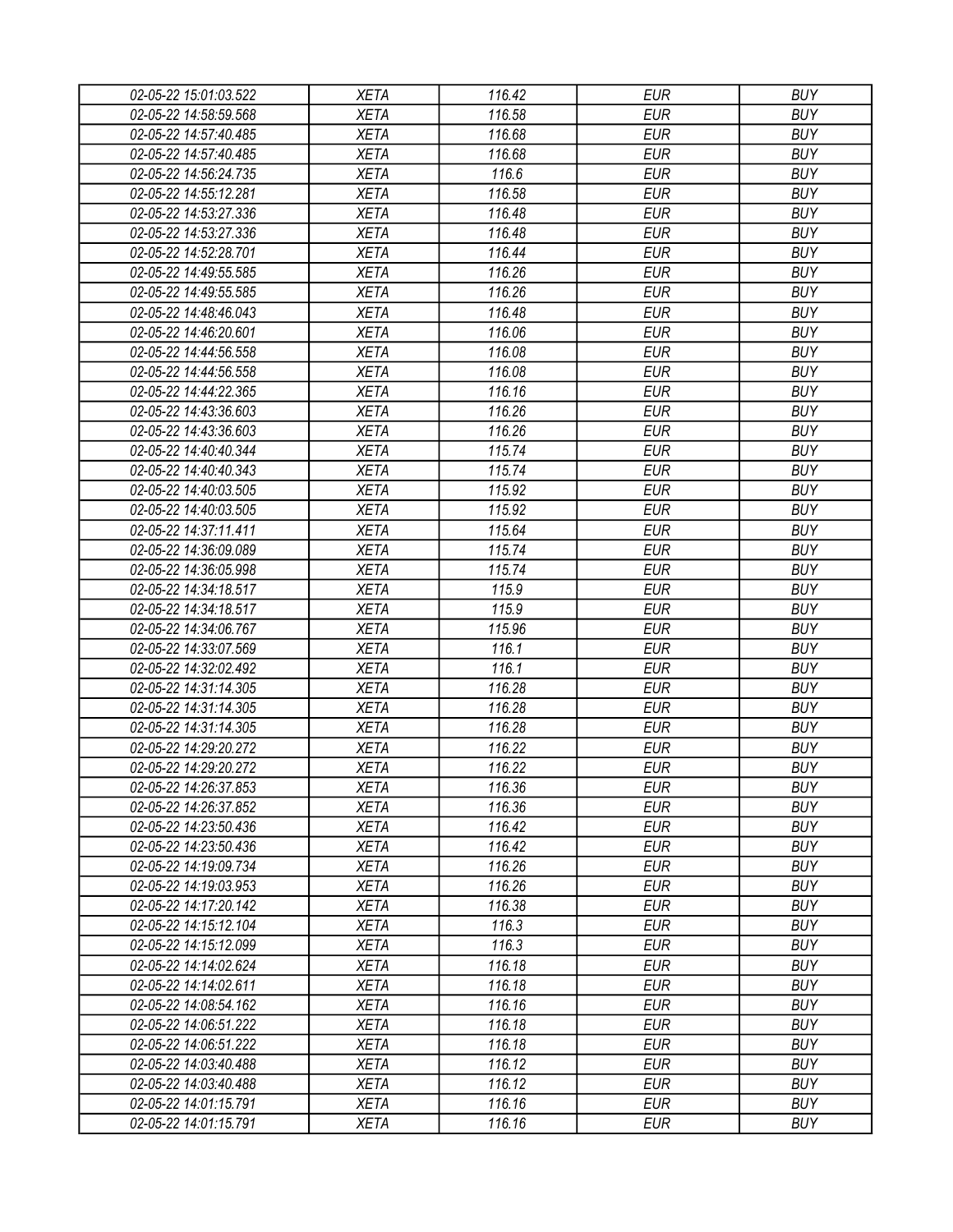| 02-05-22 15:01:03.522 | XETA | 116.42 | EUR | BUY |
|---|---|---|---|---|
| 02-05-22 14:58:59.568 | XETA | 116.58 | EUR | BUY |
| 02-05-22 14:57:40.485 | XETA | 116.68 | EUR | BUY |
| 02-05-22 14:57:40.485 | XETA | 116.68 | EUR | BUY |
| 02-05-22 14:56:24.735 | XETA | 116.6 | EUR | BUY |
| 02-05-22 14:55:12.281 | XETA | 116.58 | EUR | BUY |
| 02-05-22 14:53:27.336 | XETA | 116.48 | EUR | BUY |
| 02-05-22 14:53:27.336 | XETA | 116.48 | EUR | BUY |
| 02-05-22 14:52:28.701 | XETA | 116.44 | EUR | BUY |
| 02-05-22 14:49:55.585 | XETA | 116.26 | EUR | BUY |
| 02-05-22 14:49:55.585 | XETA | 116.26 | EUR | BUY |
| 02-05-22 14:48:46.043 | XETA | 116.48 | EUR | BUY |
| 02-05-22 14:46:20.601 | XETA | 116.06 | EUR | BUY |
| 02-05-22 14:44:56.558 | XETA | 116.08 | EUR | BUY |
| 02-05-22 14:44:56.558 | XETA | 116.08 | EUR | BUY |
| 02-05-22 14:44:22.365 | XETA | 116.16 | EUR | BUY |
| 02-05-22 14:43:36.603 | XETA | 116.26 | EUR | BUY |
| 02-05-22 14:43:36.603 | XETA | 116.26 | EUR | BUY |
| 02-05-22 14:40:40.344 | XETA | 115.74 | EUR | BUY |
| 02-05-22 14:40:40.343 | XETA | 115.74 | EUR | BUY |
| 02-05-22 14:40:03.505 | XETA | 115.92 | EUR | BUY |
| 02-05-22 14:40:03.505 | XETA | 115.92 | EUR | BUY |
| 02-05-22 14:37:11.411 | XETA | 115.64 | EUR | BUY |
| 02-05-22 14:36:09.089 | XETA | 115.74 | EUR | BUY |
| 02-05-22 14:36:05.998 | XETA | 115.74 | EUR | BUY |
| 02-05-22 14:34:18.517 | XETA | 115.9 | EUR | BUY |
| 02-05-22 14:34:18.517 | XETA | 115.9 | EUR | BUY |
| 02-05-22 14:34:06.767 | XETA | 115.96 | EUR | BUY |
| 02-05-22 14:33:07.569 | XETA | 116.1 | EUR | BUY |
| 02-05-22 14:32:02.492 | XETA | 116.1 | EUR | BUY |
| 02-05-22 14:31:14.305 | XETA | 116.28 | EUR | BUY |
| 02-05-22 14:31:14.305 | XETA | 116.28 | EUR | BUY |
| 02-05-22 14:31:14.305 | XETA | 116.28 | EUR | BUY |
| 02-05-22 14:29:20.272 | XETA | 116.22 | EUR | BUY |
| 02-05-22 14:29:20.272 | XETA | 116.22 | EUR | BUY |
| 02-05-22 14:26:37.853 | XETA | 116.36 | EUR | BUY |
| 02-05-22 14:26:37.852 | XETA | 116.36 | EUR | BUY |
| 02-05-22 14:23:50.436 | XETA | 116.42 | EUR | BUY |
| 02-05-22 14:23:50.436 | XETA | 116.42 | EUR | BUY |
| 02-05-22 14:19:09.734 | XETA | 116.26 | EUR | BUY |
| 02-05-22 14:19:03.953 | XETA | 116.26 | EUR | BUY |
| 02-05-22 14:17:20.142 | XETA | 116.38 | EUR | BUY |
| 02-05-22 14:15:12.104 | XETA | 116.3 | EUR | BUY |
| 02-05-22 14:15:12.099 | XETA | 116.3 | EUR | BUY |
| 02-05-22 14:14:02.624 | XETA | 116.18 | EUR | BUY |
| 02-05-22 14:14:02.611 | XETA | 116.18 | EUR | BUY |
| 02-05-22 14:08:54.162 | XETA | 116.16 | EUR | BUY |
| 02-05-22 14:06:51.222 | XETA | 116.18 | EUR | BUY |
| 02-05-22 14:06:51.222 | XETA | 116.18 | EUR | BUY |
| 02-05-22 14:03:40.488 | XETA | 116.12 | EUR | BUY |
| 02-05-22 14:03:40.488 | XETA | 116.12 | EUR | BUY |
| 02-05-22 14:01:15.791 | XETA | 116.16 | EUR | BUY |
| 02-05-22 14:01:15.791 | XETA | 116.16 | EUR | BUY |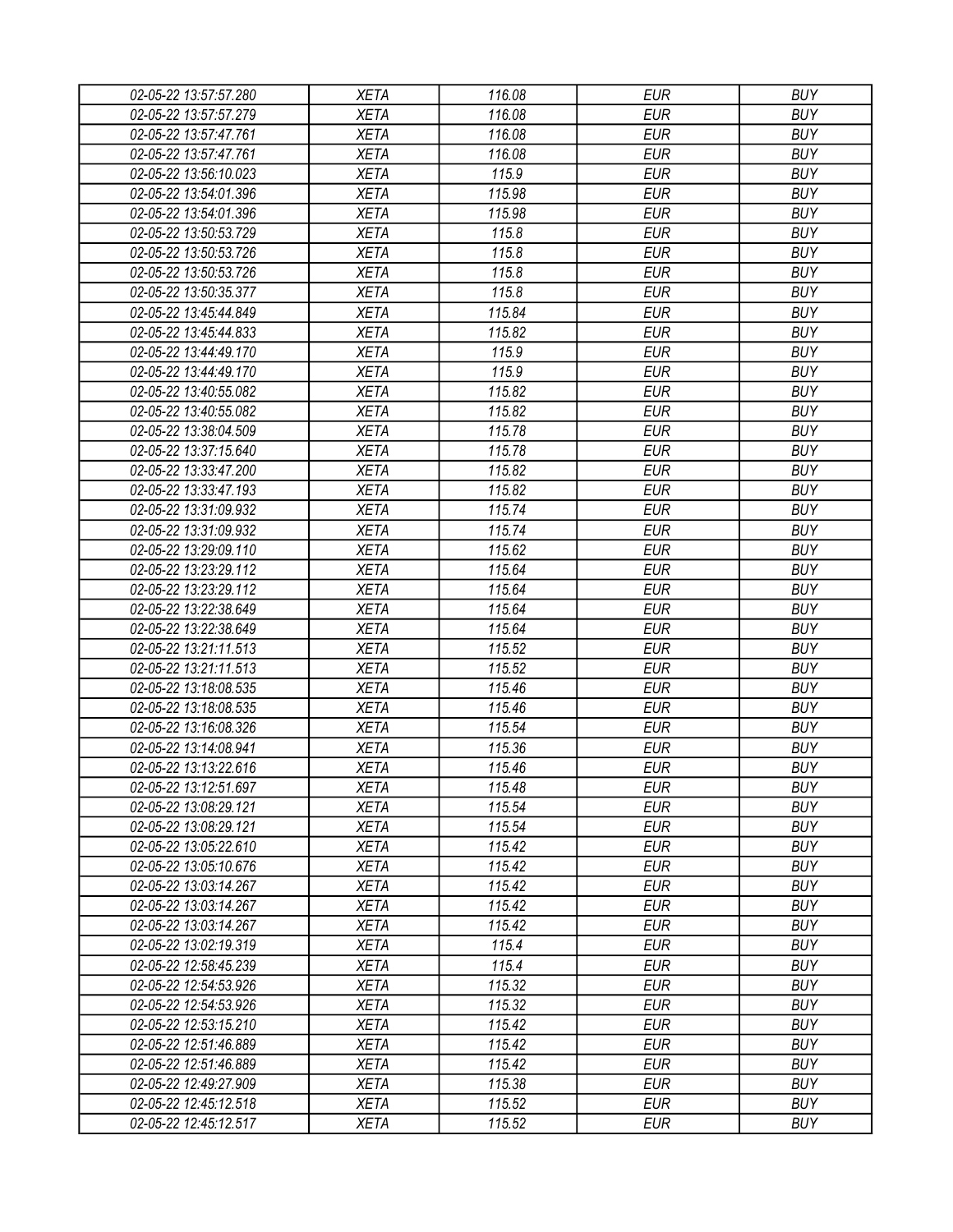| | | | | |
|---|---|---|---|---|
| 02-05-22 13:57:57.280 | XETA | 116.08 | EUR | BUY |
| 02-05-22 13:57:57.279 | XETA | 116.08 | EUR | BUY |
| 02-05-22 13:57:47.761 | XETA | 116.08 | EUR | BUY |
| 02-05-22 13:57:47.761 | XETA | 116.08 | EUR | BUY |
| 02-05-22 13:56:10.023 | XETA | 115.9 | EUR | BUY |
| 02-05-22 13:54:01.396 | XETA | 115.98 | EUR | BUY |
| 02-05-22 13:54:01.396 | XETA | 115.98 | EUR | BUY |
| 02-05-22 13:50:53.729 | XETA | 115.8 | EUR | BUY |
| 02-05-22 13:50:53.726 | XETA | 115.8 | EUR | BUY |
| 02-05-22 13:50:53.726 | XETA | 115.8 | EUR | BUY |
| 02-05-22 13:50:35.377 | XETA | 115.8 | EUR | BUY |
| 02-05-22 13:45:44.849 | XETA | 115.84 | EUR | BUY |
| 02-05-22 13:45:44.833 | XETA | 115.82 | EUR | BUY |
| 02-05-22 13:44:49.170 | XETA | 115.9 | EUR | BUY |
| 02-05-22 13:44:49.170 | XETA | 115.9 | EUR | BUY |
| 02-05-22 13:40:55.082 | XETA | 115.82 | EUR | BUY |
| 02-05-22 13:40:55.082 | XETA | 115.82 | EUR | BUY |
| 02-05-22 13:38:04.509 | XETA | 115.78 | EUR | BUY |
| 02-05-22 13:37:15.640 | XETA | 115.78 | EUR | BUY |
| 02-05-22 13:33:47.200 | XETA | 115.82 | EUR | BUY |
| 02-05-22 13:33:47.193 | XETA | 115.82 | EUR | BUY |
| 02-05-22 13:31:09.932 | XETA | 115.74 | EUR | BUY |
| 02-05-22 13:31:09.932 | XETA | 115.74 | EUR | BUY |
| 02-05-22 13:29:09.110 | XETA | 115.62 | EUR | BUY |
| 02-05-22 13:23:29.112 | XETA | 115.64 | EUR | BUY |
| 02-05-22 13:23:29.112 | XETA | 115.64 | EUR | BUY |
| 02-05-22 13:22:38.649 | XETA | 115.64 | EUR | BUY |
| 02-05-22 13:22:38.649 | XETA | 115.64 | EUR | BUY |
| 02-05-22 13:21:11.513 | XETA | 115.52 | EUR | BUY |
| 02-05-22 13:21:11.513 | XETA | 115.52 | EUR | BUY |
| 02-05-22 13:18:08.535 | XETA | 115.46 | EUR | BUY |
| 02-05-22 13:18:08.535 | XETA | 115.46 | EUR | BUY |
| 02-05-22 13:16:08.326 | XETA | 115.54 | EUR | BUY |
| 02-05-22 13:14:08.941 | XETA | 115.36 | EUR | BUY |
| 02-05-22 13:13:22.616 | XETA | 115.46 | EUR | BUY |
| 02-05-22 13:12:51.697 | XETA | 115.48 | EUR | BUY |
| 02-05-22 13:08:29.121 | XETA | 115.54 | EUR | BUY |
| 02-05-22 13:08:29.121 | XETA | 115.54 | EUR | BUY |
| 02-05-22 13:05:22.610 | XETA | 115.42 | EUR | BUY |
| 02-05-22 13:05:10.676 | XETA | 115.42 | EUR | BUY |
| 02-05-22 13:03:14.267 | XETA | 115.42 | EUR | BUY |
| 02-05-22 13:03:14.267 | XETA | 115.42 | EUR | BUY |
| 02-05-22 13:03:14.267 | XETA | 115.42 | EUR | BUY |
| 02-05-22 13:02:19.319 | XETA | 115.4 | EUR | BUY |
| 02-05-22 12:58:45.239 | XETA | 115.4 | EUR | BUY |
| 02-05-22 12:54:53.926 | XETA | 115.32 | EUR | BUY |
| 02-05-22 12:54:53.926 | XETA | 115.32 | EUR | BUY |
| 02-05-22 12:53:15.210 | XETA | 115.42 | EUR | BUY |
| 02-05-22 12:51:46.889 | XETA | 115.42 | EUR | BUY |
| 02-05-22 12:51:46.889 | XETA | 115.42 | EUR | BUY |
| 02-05-22 12:49:27.909 | XETA | 115.38 | EUR | BUY |
| 02-05-22 12:45:12.518 | XETA | 115.52 | EUR | BUY |
| 02-05-22 12:45:12.517 | XETA | 115.52 | EUR | BUY |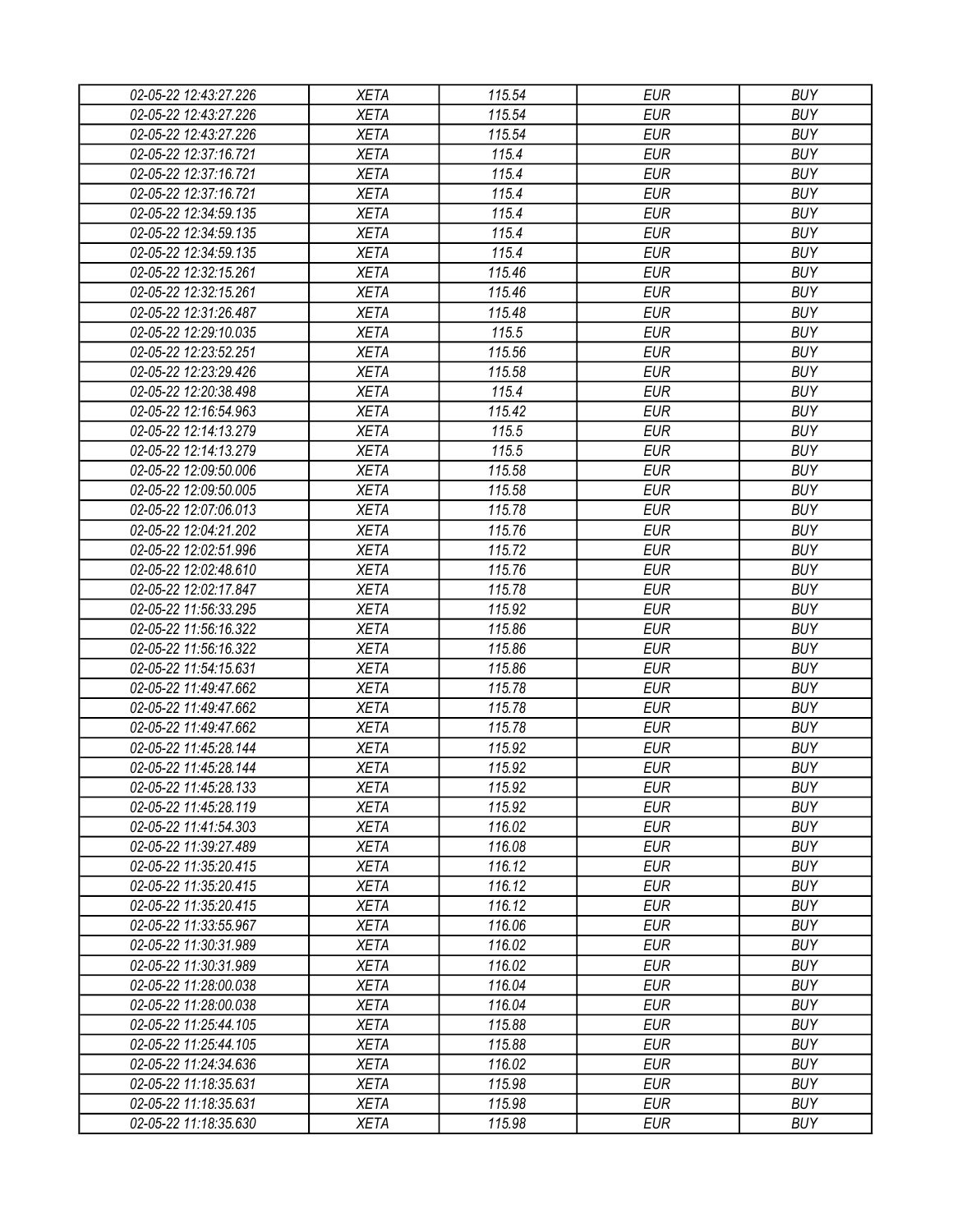| 02-05-22 12:43:27.226 | XETA | 115.54 | EUR | BUY |
|---|---|---|---|---|
| 02-05-22 12:43:27.226 | XETA | 115.54 | EUR | BUY |
| 02-05-22 12:43:27.226 | XETA | 115.54 | EUR | BUY |
| 02-05-22 12:37:16.721 | XETA | 115.4 | EUR | BUY |
| 02-05-22 12:37:16.721 | XETA | 115.4 | EUR | BUY |
| 02-05-22 12:37:16.721 | XETA | 115.4 | EUR | BUY |
| 02-05-22 12:34:59.135 | XETA | 115.4 | EUR | BUY |
| 02-05-22 12:34:59.135 | XETA | 115.4 | EUR | BUY |
| 02-05-22 12:34:59.135 | XETA | 115.4 | EUR | BUY |
| 02-05-22 12:32:15.261 | XETA | 115.46 | EUR | BUY |
| 02-05-22 12:32:15.261 | XETA | 115.46 | EUR | BUY |
| 02-05-22 12:31:26.487 | XETA | 115.48 | EUR | BUY |
| 02-05-22 12:29:10.035 | XETA | 115.5 | EUR | BUY |
| 02-05-22 12:23:52.251 | XETA | 115.56 | EUR | BUY |
| 02-05-22 12:23:29.426 | XETA | 115.58 | EUR | BUY |
| 02-05-22 12:20:38.498 | XETA | 115.4 | EUR | BUY |
| 02-05-22 12:16:54.963 | XETA | 115.42 | EUR | BUY |
| 02-05-22 12:14:13.279 | XETA | 115.5 | EUR | BUY |
| 02-05-22 12:14:13.279 | XETA | 115.5 | EUR | BUY |
| 02-05-22 12:09:50.006 | XETA | 115.58 | EUR | BUY |
| 02-05-22 12:09:50.005 | XETA | 115.58 | EUR | BUY |
| 02-05-22 12:07:06.013 | XETA | 115.78 | EUR | BUY |
| 02-05-22 12:04:21.202 | XETA | 115.76 | EUR | BUY |
| 02-05-22 12:02:51.996 | XETA | 115.72 | EUR | BUY |
| 02-05-22 12:02:48.610 | XETA | 115.76 | EUR | BUY |
| 02-05-22 12:02:17.847 | XETA | 115.78 | EUR | BUY |
| 02-05-22 11:56:33.295 | XETA | 115.92 | EUR | BUY |
| 02-05-22 11:56:16.322 | XETA | 115.86 | EUR | BUY |
| 02-05-22 11:56:16.322 | XETA | 115.86 | EUR | BUY |
| 02-05-22 11:54:15.631 | XETA | 115.86 | EUR | BUY |
| 02-05-22 11:49:47.662 | XETA | 115.78 | EUR | BUY |
| 02-05-22 11:49:47.662 | XETA | 115.78 | EUR | BUY |
| 02-05-22 11:49:47.662 | XETA | 115.78 | EUR | BUY |
| 02-05-22 11:45:28.144 | XETA | 115.92 | EUR | BUY |
| 02-05-22 11:45:28.144 | XETA | 115.92 | EUR | BUY |
| 02-05-22 11:45:28.133 | XETA | 115.92 | EUR | BUY |
| 02-05-22 11:45:28.119 | XETA | 115.92 | EUR | BUY |
| 02-05-22 11:41:54.303 | XETA | 116.02 | EUR | BUY |
| 02-05-22 11:39:27.489 | XETA | 116.08 | EUR | BUY |
| 02-05-22 11:35:20.415 | XETA | 116.12 | EUR | BUY |
| 02-05-22 11:35:20.415 | XETA | 116.12 | EUR | BUY |
| 02-05-22 11:35:20.415 | XETA | 116.12 | EUR | BUY |
| 02-05-22 11:33:55.967 | XETA | 116.06 | EUR | BUY |
| 02-05-22 11:30:31.989 | XETA | 116.02 | EUR | BUY |
| 02-05-22 11:30:31.989 | XETA | 116.02 | EUR | BUY |
| 02-05-22 11:28:00.038 | XETA | 116.04 | EUR | BUY |
| 02-05-22 11:28:00.038 | XETA | 116.04 | EUR | BUY |
| 02-05-22 11:25:44.105 | XETA | 115.88 | EUR | BUY |
| 02-05-22 11:25:44.105 | XETA | 115.88 | EUR | BUY |
| 02-05-22 11:24:34.636 | XETA | 116.02 | EUR | BUY |
| 02-05-22 11:18:35.631 | XETA | 115.98 | EUR | BUY |
| 02-05-22 11:18:35.631 | XETA | 115.98 | EUR | BUY |
| 02-05-22 11:18:35.630 | XETA | 115.98 | EUR | BUY |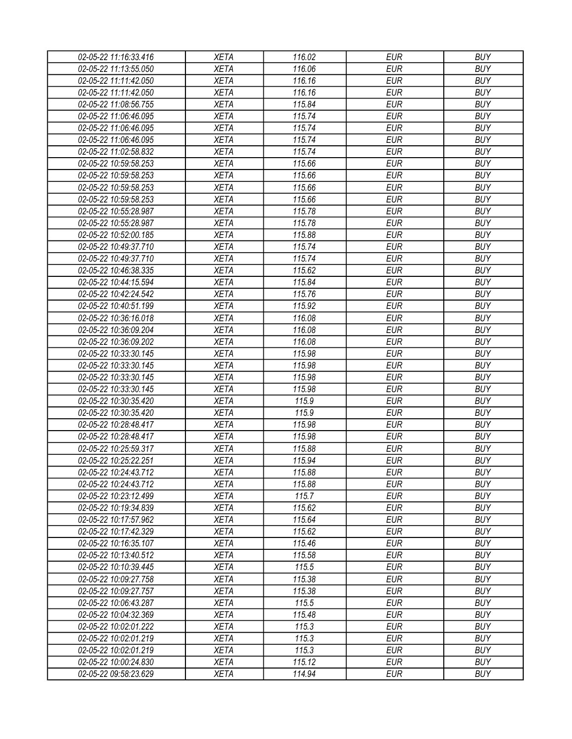| 02-05-22 11:16:33.416 | XETA | 116.02 | EUR | BUY |
|---|---|---|---|---|
| 02-05-22 11:13:55.050 | XETA | 116.06 | EUR | BUY |
| 02-05-22 11:11:42.050 | XETA | 116.16 | EUR | BUY |
| 02-05-22 11:11:42.050 | XETA | 116.16 | EUR | BUY |
| 02-05-22 11:08:56.755 | XETA | 115.84 | EUR | BUY |
| 02-05-22 11:06:46.095 | XETA | 115.74 | EUR | BUY |
| 02-05-22 11:06:46.095 | XETA | 115.74 | EUR | BUY |
| 02-05-22 11:06:46.095 | XETA | 115.74 | EUR | BUY |
| 02-05-22 11:02:58.832 | XETA | 115.74 | EUR | BUY |
| 02-05-22 10:59:58.253 | XETA | 115.66 | EUR | BUY |
| 02-05-22 10:59:58.253 | XETA | 115.66 | EUR | BUY |
| 02-05-22 10:59:58.253 | XETA | 115.66 | EUR | BUY |
| 02-05-22 10:59:58.253 | XETA | 115.66 | EUR | BUY |
| 02-05-22 10:55:28.987 | XETA | 115.78 | EUR | BUY |
| 02-05-22 10:55:28.987 | XETA | 115.78 | EUR | BUY |
| 02-05-22 10:52:00.185 | XETA | 115.88 | EUR | BUY |
| 02-05-22 10:49:37.710 | XETA | 115.74 | EUR | BUY |
| 02-05-22 10:49:37.710 | XETA | 115.74 | EUR | BUY |
| 02-05-22 10:46:38.335 | XETA | 115.62 | EUR | BUY |
| 02-05-22 10:44:15.594 | XETA | 115.84 | EUR | BUY |
| 02-05-22 10:42:24.542 | XETA | 115.76 | EUR | BUY |
| 02-05-22 10:40:51.199 | XETA | 115.92 | EUR | BUY |
| 02-05-22 10:36:16.018 | XETA | 116.08 | EUR | BUY |
| 02-05-22 10:36:09.204 | XETA | 116.08 | EUR | BUY |
| 02-05-22 10:36:09.202 | XETA | 116.08 | EUR | BUY |
| 02-05-22 10:33:30.145 | XETA | 115.98 | EUR | BUY |
| 02-05-22 10:33:30.145 | XETA | 115.98 | EUR | BUY |
| 02-05-22 10:33:30.145 | XETA | 115.98 | EUR | BUY |
| 02-05-22 10:33:30.145 | XETA | 115.98 | EUR | BUY |
| 02-05-22 10:30:35.420 | XETA | 115.9 | EUR | BUY |
| 02-05-22 10:30:35.420 | XETA | 115.9 | EUR | BUY |
| 02-05-22 10:28:48.417 | XETA | 115.98 | EUR | BUY |
| 02-05-22 10:28:48.417 | XETA | 115.98 | EUR | BUY |
| 02-05-22 10:25:59.317 | XETA | 115.88 | EUR | BUY |
| 02-05-22 10:25:22.251 | XETA | 115.94 | EUR | BUY |
| 02-05-22 10:24:43.712 | XETA | 115.88 | EUR | BUY |
| 02-05-22 10:24:43.712 | XETA | 115.88 | EUR | BUY |
| 02-05-22 10:23:12.499 | XETA | 115.7 | EUR | BUY |
| 02-05-22 10:19:34.839 | XETA | 115.62 | EUR | BUY |
| 02-05-22 10:17:57.962 | XETA | 115.64 | EUR | BUY |
| 02-05-22 10:17:42.329 | XETA | 115.62 | EUR | BUY |
| 02-05-22 10:16:35.107 | XETA | 115.46 | EUR | BUY |
| 02-05-22 10:13:40.512 | XETA | 115.58 | EUR | BUY |
| 02-05-22 10:10:39.445 | XETA | 115.5 | EUR | BUY |
| 02-05-22 10:09:27.758 | XETA | 115.38 | EUR | BUY |
| 02-05-22 10:09:27.757 | XETA | 115.38 | EUR | BUY |
| 02-05-22 10:06:43.287 | XETA | 115.5 | EUR | BUY |
| 02-05-22 10:04:32.369 | XETA | 115.48 | EUR | BUY |
| 02-05-22 10:02:01.222 | XETA | 115.3 | EUR | BUY |
| 02-05-22 10:02:01.219 | XETA | 115.3 | EUR | BUY |
| 02-05-22 10:02:01.219 | XETA | 115.3 | EUR | BUY |
| 02-05-22 10:00:24.830 | XETA | 115.12 | EUR | BUY |
| 02-05-22 09:58:23.629 | XETA | 114.94 | EUR | BUY |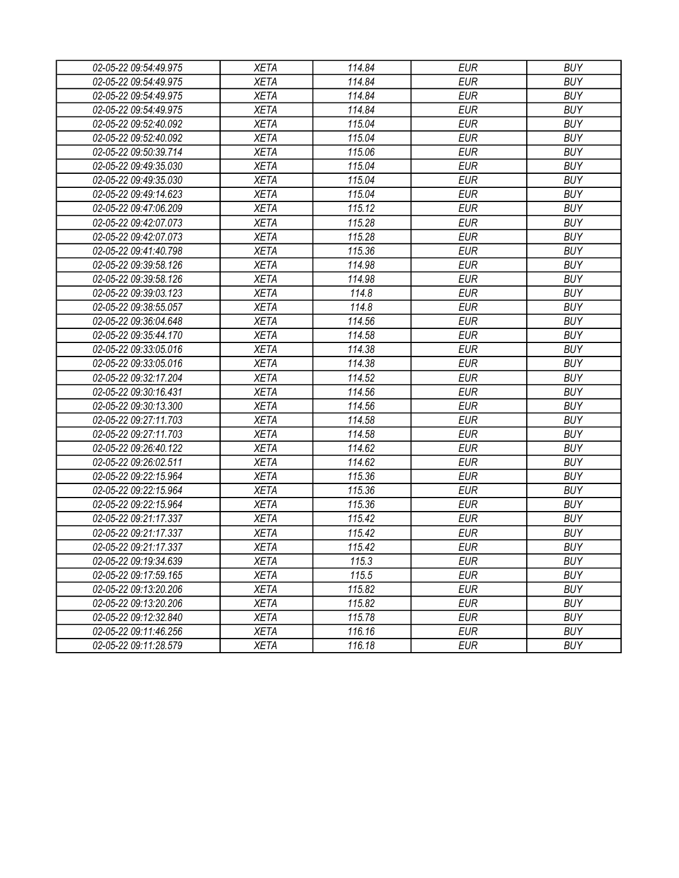| | | | | |
|---|---|---|---|---|
| *02-05-22 09:54:49.975* | *XETA* | *114.84* | *EUR* | *BUY* |
| *02-05-22 09:54:49.975* | *XETA* | *114.84* | *EUR* | *BUY* |
| *02-05-22 09:54:49.975* | *XETA* | *114.84* | *EUR* | *BUY* |
| *02-05-22 09:54:49.975* | *XETA* | *114.84* | *EUR* | *BUY* |
| *02-05-22 09:52:40.092* | *XETA* | *115.04* | *EUR* | *BUY* |
| *02-05-22 09:52:40.092* | *XETA* | *115.04* | *EUR* | *BUY* |
| *02-05-22 09:50:39.714* | *XETA* | *115.06* | *EUR* | *BUY* |
| *02-05-22 09:49:35.030* | *XETA* | *115.04* | *EUR* | *BUY* |
| *02-05-22 09:49:35.030* | *XETA* | *115.04* | *EUR* | *BUY* |
| *02-05-22 09:49:14.623* | *XETA* | *115.04* | *EUR* | *BUY* |
| *02-05-22 09:47:06.209* | *XETA* | *115.12* | *EUR* | *BUY* |
| *02-05-22 09:42:07.073* | *XETA* | *115.28* | *EUR* | *BUY* |
| *02-05-22 09:42:07.073* | *XETA* | *115.28* | *EUR* | *BUY* |
| *02-05-22 09:41:40.798* | *XETA* | *115.36* | *EUR* | *BUY* |
| *02-05-22 09:39:58.126* | *XETA* | *114.98* | *EUR* | *BUY* |
| *02-05-22 09:39:58.126* | *XETA* | *114.98* | *EUR* | *BUY* |
| *02-05-22 09:39:03.123* | *XETA* | *114.8* | *EUR* | *BUY* |
| *02-05-22 09:38:55.057* | *XETA* | *114.8* | *EUR* | *BUY* |
| *02-05-22 09:36:04.648* | *XETA* | *114.56* | *EUR* | *BUY* |
| *02-05-22 09:35:44.170* | *XETA* | *114.58* | *EUR* | *BUY* |
| *02-05-22 09:33:05.016* | *XETA* | *114.38* | *EUR* | *BUY* |
| *02-05-22 09:33:05.016* | *XETA* | *114.38* | *EUR* | *BUY* |
| *02-05-22 09:32:17.204* | *XETA* | *114.52* | *EUR* | *BUY* |
| *02-05-22 09:30:16.431* | *XETA* | *114.56* | *EUR* | *BUY* |
| *02-05-22 09:30:13.300* | *XETA* | *114.56* | *EUR* | *BUY* |
| *02-05-22 09:27:11.703* | *XETA* | *114.58* | *EUR* | *BUY* |
| *02-05-22 09:27:11.703* | *XETA* | *114.58* | *EUR* | *BUY* |
| *02-05-22 09:26:40.122* | *XETA* | *114.62* | *EUR* | *BUY* |
| *02-05-22 09:26:02.511* | *XETA* | *114.62* | *EUR* | *BUY* |
| *02-05-22 09:22:15.964* | *XETA* | *115.36* | *EUR* | *BUY* |
| *02-05-22 09:22:15.964* | *XETA* | *115.36* | *EUR* | *BUY* |
| *02-05-22 09:22:15.964* | *XETA* | *115.36* | *EUR* | *BUY* |
| *02-05-22 09:21:17.337* | *XETA* | *115.42* | *EUR* | *BUY* |
| *02-05-22 09:21:17.337* | *XETA* | *115.42* | *EUR* | *BUY* |
| *02-05-22 09:21:17.337* | *XETA* | *115.42* | *EUR* | *BUY* |
| *02-05-22 09:19:34.639* | *XETA* | *115.3* | *EUR* | *BUY* |
| *02-05-22 09:17:59.165* | *XETA* | *115.5* | *EUR* | *BUY* |
| *02-05-22 09:13:20.206* | *XETA* | *115.82* | *EUR* | *BUY* |
| *02-05-22 09:13:20.206* | *XETA* | *115.82* | *EUR* | *BUY* |
| *02-05-22 09:12:32.840* | *XETA* | *115.78* | *EUR* | *BUY* |
| *02-05-22 09:11:46.256* | *XETA* | *116.16* | *EUR* | *BUY* |
| *02-05-22 09:11:28.579* | *XETA* | *116.18* | *EUR* | *BUY* |